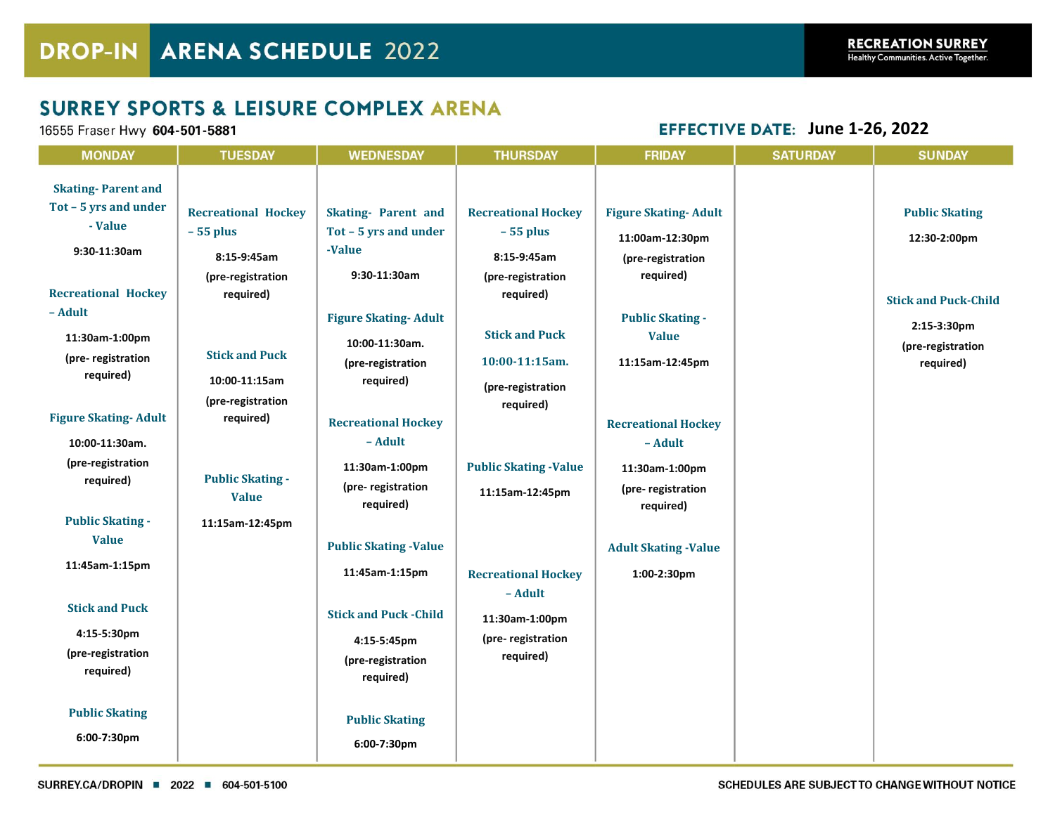# DROP-IN ARENA SCHEDULE 2022

RECREATION SURREY
Healthy Communities. Active Together.

## SURREY SPORTS & LEISURE COMPLEX ARENA

16555 Fraser Hwy **604-501-5881**

**EFFECTIVE DATE: June 1-26, 2022**

| MONDAY | TUESDAY | WEDNESDAY | THURSDAY | FRIDAY | SATURDAY | SUNDAY |
|---|---|---|---|---|---|---|
| **Skating- Parent and Tot – 5 yrs and under - Value** 9:30-11:30am | **Recreational Hockey – 55 plus** 8:15-9:45am (pre-registration required) | **Skating- Parent and Tot – 5 yrs and under -Value** 9:30-11:30am | **Recreational Hockey – 55 plus** 8:15-9:45am (pre-registration required) | **Figure Skating- Adult** 11:00am-12:30pm (pre-registration required) | | **Public Skating** 12:30-2:00pm |
| **Recreational Hockey – Adult** 11:30am-1:00pm (pre- registration required) | **Stick and Puck** 10:00-11:15am (pre-registration required) | **Figure Skating- Adult** 10:00-11:30am. (pre-registration required) | **Stick and Puck** 10:00-11:15am. (pre-registration required) | **Public Skating - Value** 11:15am-12:45pm | | **Stick and Puck-Child** 2:15-3:30pm (pre-registration required) |
| **Figure Skating- Adult** 10:00-11:30am. (pre-registration required) | **Public Skating - Value** 11:15am-12:45pm | **Recreational Hockey – Adult** 11:30am-1:00pm (pre- registration required) | **Public Skating -Value** 11:15am-12:45pm | **Recreational Hockey – Adult** 11:30am-1:00pm (pre- registration required) | | |
| **Public Skating - Value** 11:45am-1:15pm | | **Public Skating -Value** 11:45am-1:15pm | **Recreational Hockey – Adult** 11:30am-1:00pm (pre- registration required) | **Adult Skating -Value** 1:00-2:30pm | | |
| **Stick and Puck** 4:15-5:30pm (pre-registration required) | | **Stick and Puck -Child** 4:15-5:45pm (pre-registration required) | | | | |
| **Public Skating** 6:00-7:30pm | | **Public Skating** 6:00-7:30pm | | | | |

SURREY.CA/DROPIN ■ 2022 ■ 604-501-5100

SCHEDULES ARE SUBJECT TO CHANGE WITHOUT NOTICE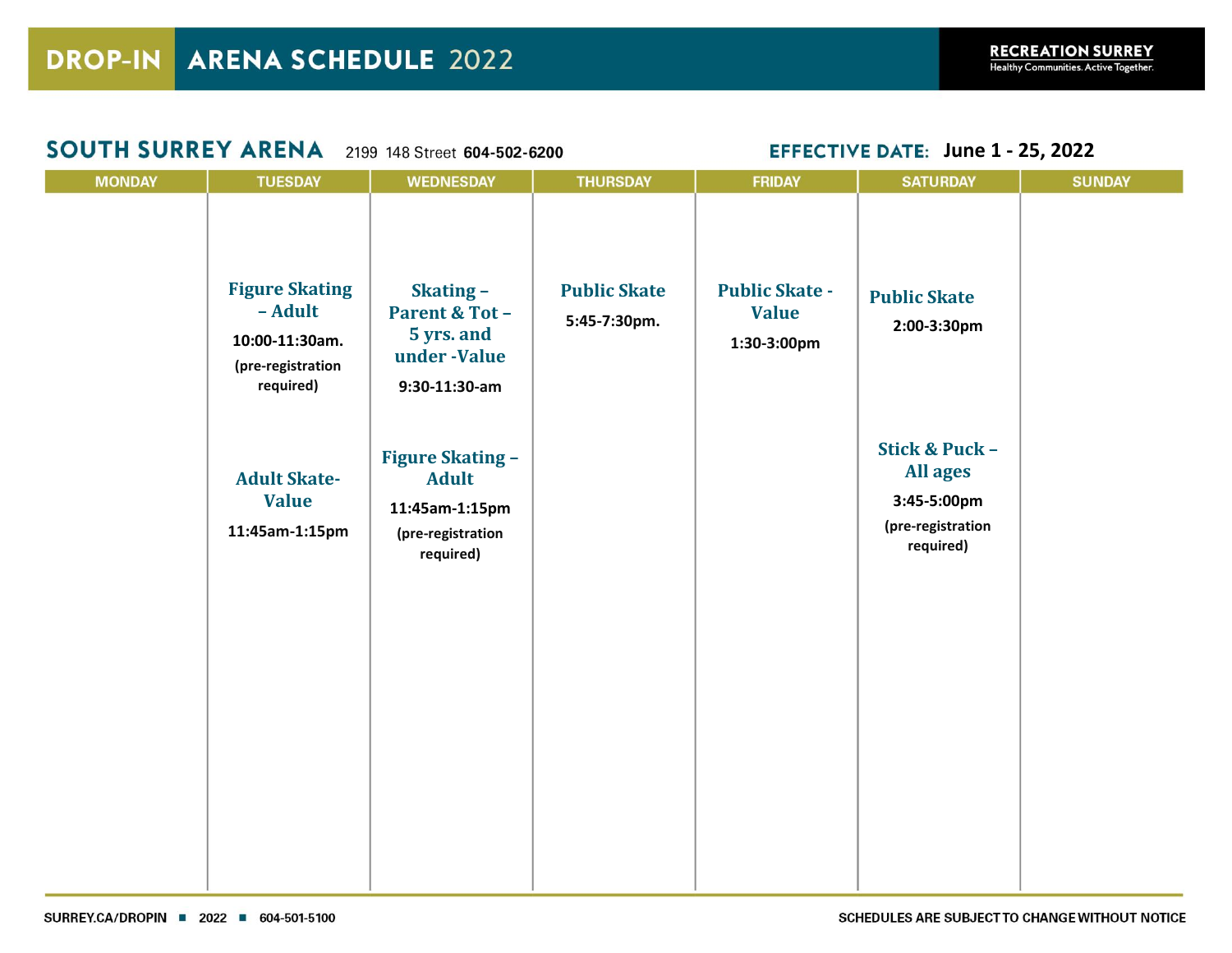# DROP-IN ARENA SCHEDULE 2022

RECREATION SURREY
Healthy Communities. Active Together.

## SOUTH SURREY ARENA 2199 148 Street 604-502-6200

**EFFECTIVE DATE: June 1 - 25, 2022**

| MONDAY | TUESDAY | WEDNESDAY | THURSDAY | FRIDAY | SATURDAY | SUNDAY |
|---|---|---|---|---|---|---|
| | **Figure Skating – Adult** 10:00-11:30am. (pre-registration required) | **Skating – Parent & Tot – 5 yrs. and under -Value** 9:30-11:30-am | **Public Skate** 5:45-7:30pm. | **Public Skate - Value** 1:30-3:00pm | **Public Skate** 2:00-3:30pm | |
| | **Adult Skate-Value** 11:45am-1:15pm | **Figure Skating – Adult** 11:45am-1:15pm (pre-registration required) | | | **Stick & Puck – All ages** 3:45-5:00pm (pre-registration required) | |

SURREY.CA/DROPIN ■ 2022 ■ 604-501-5100

SCHEDULES ARE SUBJECT TO CHANGE WITHOUT NOTICE